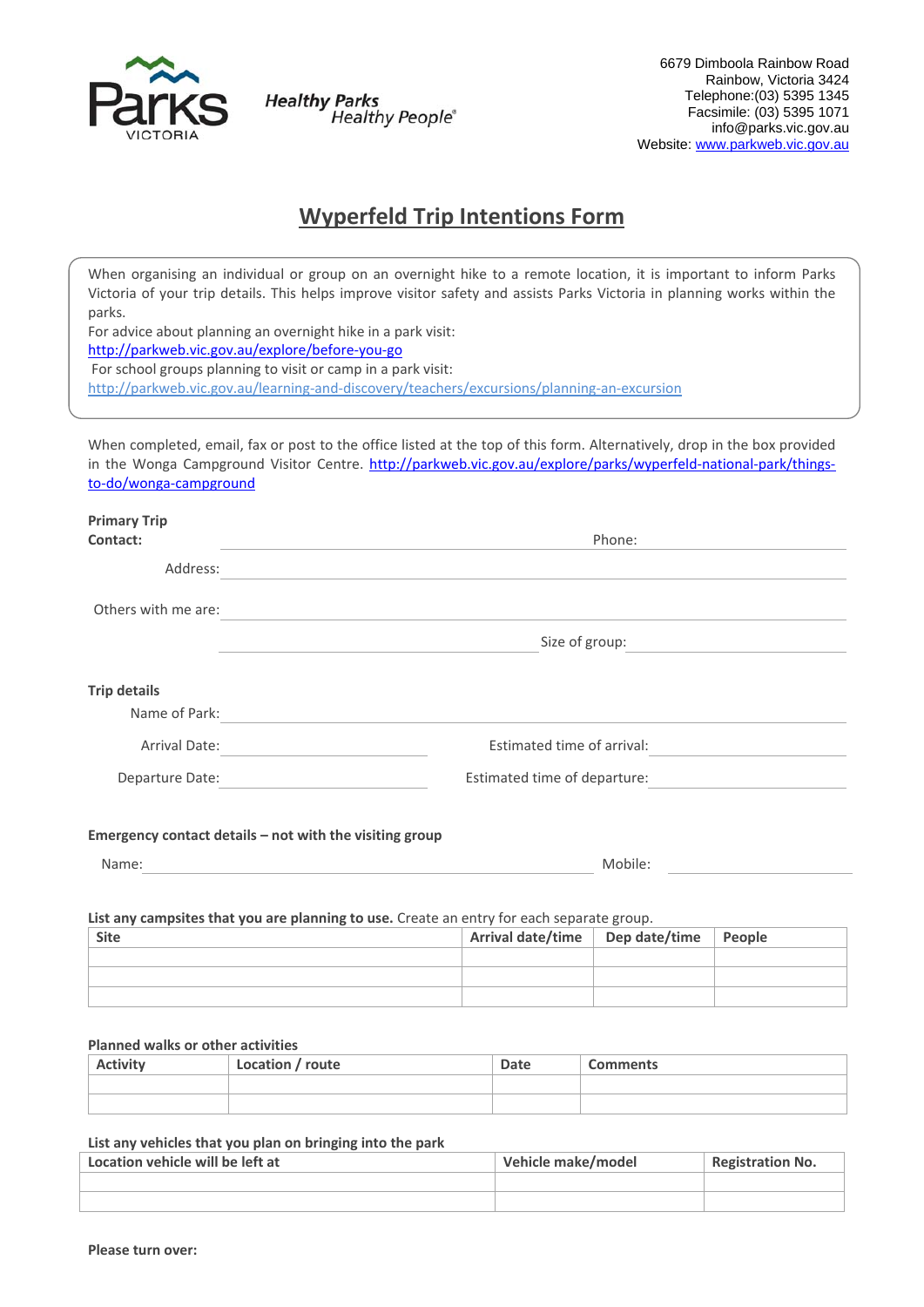Parks VICTORIA

*Healthy Parks Healthy People*®

6679 Dimboola Rainbow Road
Rainbow, Victoria 3424
Telephone:(03) 5395 1345
Facsimile: (03) 5395 1071
info@parks.vic.gov.au
Website: www.parkweb.vic.gov.au

# Wyperfeld Trip Intentions Form

When organising an individual or group on an overnight hike to a remote location, it is important to inform Parks Victoria of your trip details. This helps improve visitor safety and assists Parks Victoria in planning works within the parks.
For advice about planning an overnight hike in a park visit:
http://parkweb.vic.gov.au/explore/before-you-go
For school groups planning to visit or camp in a park visit:
http://parkweb.vic.gov.au/learning-and-discovery/teachers/excursions/planning-an-excursion

When completed, email, fax or post to the office listed at the top of this form. Alternatively, drop in the box provided in the Wonga Campground Visitor Centre. http://parkweb.vic.gov.au/explore/parks/wyperfeld-national-park/things-to-do/wonga-campground

**Primary Trip Contact:** ________________________ Phone: ________________________

Address: ________________________________________________

Others with me are: ________________________________________________

________________________ Size of group: ________________________

**Trip details**

Name of Park: ________________________________________________

Arrival Date: ________________________ Estimated time of arrival: ________________________

Departure Date: ________________________ Estimated time of departure: ________________________

**Emergency contact details – not with the visiting group**

Name: ________________________ Mobile: ________________________

**List any campsites that you are planning to use.** Create an entry for each separate group.

| Site | Arrival date/time | Dep date/time | People |
|---|---|---|---|
| | | | |
| | | | |
| | | | |

**Planned walks or other activities**

| Activity | Location / route | Date | Comments |
|---|---|---|---|
| | | | |
| | | | |

**List any vehicles that you plan on bringing into the park**

| Location vehicle will be left at | Vehicle make/model | Registration No. |
|---|---|---|
| | | |
| | | |

**Please turn over:**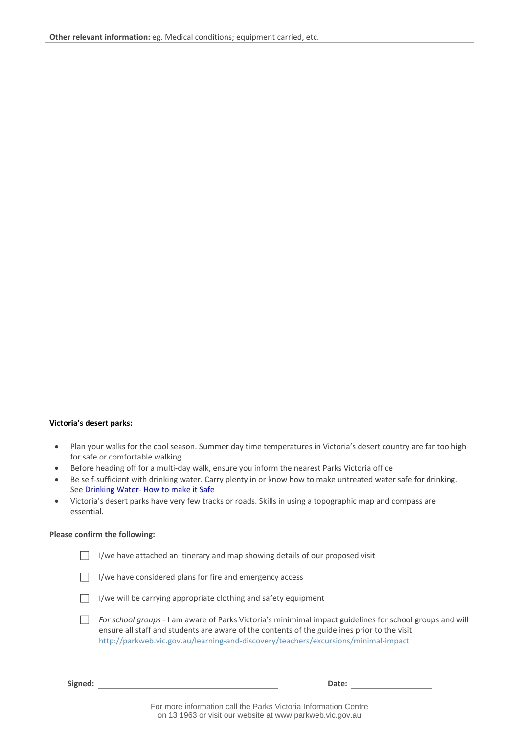**Other relevant information:** eg. Medical conditions; equipment carried, etc.

**Victoria's desert parks:**

- Plan your walks for the cool season. Summer day time temperatures in Victoria's desert country are far too high for safe or comfortable walking
- Before heading off for a multi-day walk, ensure you inform the nearest Parks Victoria office
- Be self-sufficient with drinking water. Carry plenty in or know how to make untreated water safe for drinking. See [Drinking Water- How to make it Safe]()
- Victoria's desert parks have very few tracks or roads. Skills in using a topographic map and compass are essential.

**Please confirm the following:**

- ☐ I/we have attached an itinerary and map showing details of our proposed visit
- ☐ I/we have considered plans for fire and emergency access
- ☐ I/we will be carrying appropriate clothing and safety equipment
- ☐ *For school groups* - I am aware of Parks Victoria's minimimal impact guidelines for school groups and will ensure all staff and students are aware of the contents of the guidelines prior to the visit http://parkweb.vic.gov.au/learning-and-discovery/teachers/excursions/minimal-impact

**Signed:** ______________________________ **Date:** ________________

For more information call the Parks Victoria Information Centre on 13 1963 or visit our website at www.parkweb.vic.gov.au